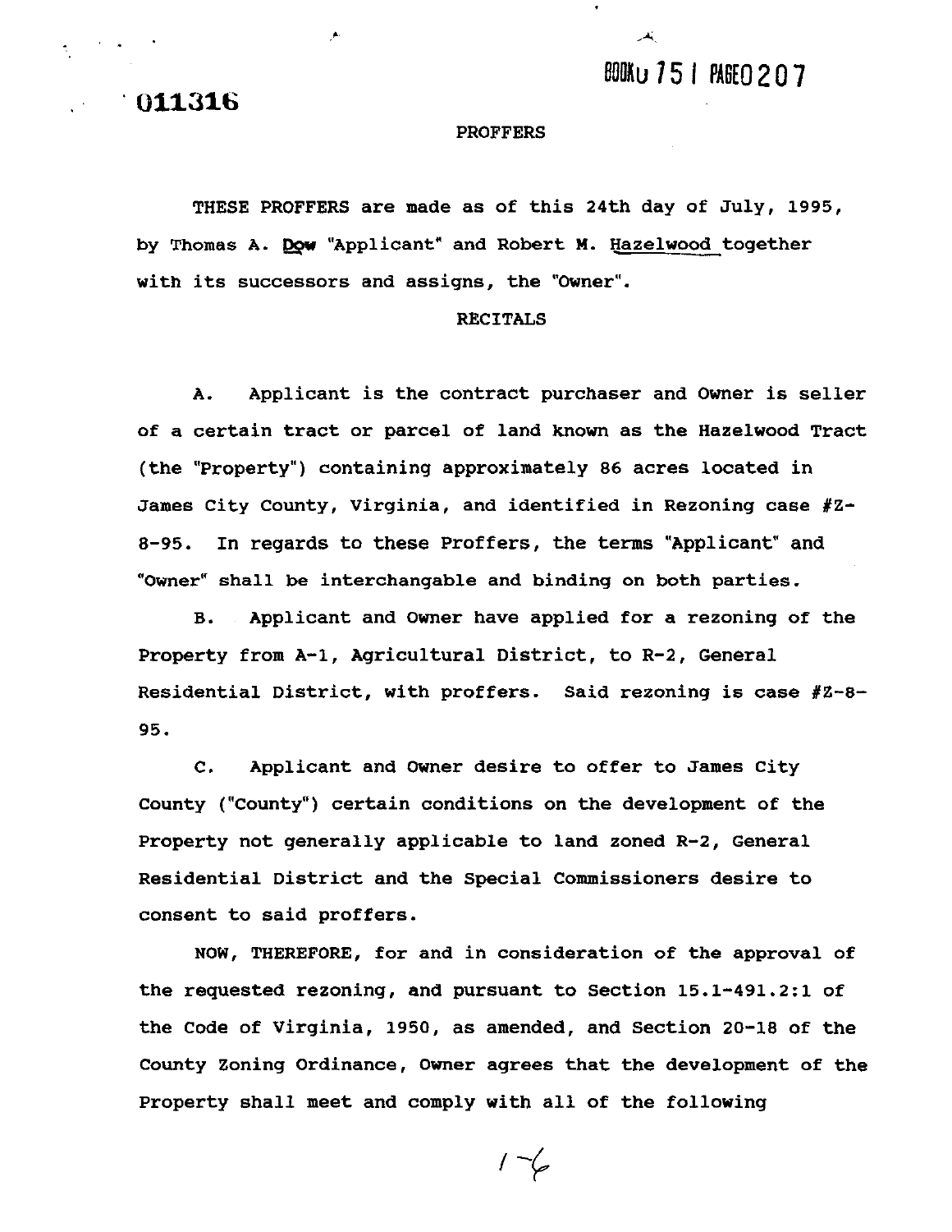011316

BOOK 0751 PAGE 0207

# PROFFERS

THESE PROFFERS are made as of this 24th day of July, 1995, by Thomas A. Dow "Applicant" and Robert M. Hazelwood together with its successors and assigns, the "Owner".

## RECITALS

A. Applicant is the contract purchaser and Owner is seller of a certain tract or parcel of land known as the Hazelwood Tract (the "Property") containing approximately 86 acres located in James City County, Virginia, and identified in Rezoning case #Z-8-95. In regards to these Proffers, the terms "Applicant" and "Owner" shall be interchangable and binding on both parties.

B. Applicant and Owner have applied for a rezoning of the Property from A-1, Agricultural District, to R-2, General Residential District, with proffers. Said rezoning is case #Z-8-95.

C. Applicant and Owner desire to offer to James City County ("County") certain conditions on the development of the Property not generally applicable to land zoned R-2, General Residential District and the Special Commissioners desire to consent to said proffers.

NOW, THEREFORE, for and in consideration of the approval of the requested rezoning, and pursuant to Section 15.1-491.2:1 of the Code of Virginia, 1950, as amended, and Section 20-18 of the County Zoning Ordinance, Owner agrees that the development of the Property shall meet and comply with all of the following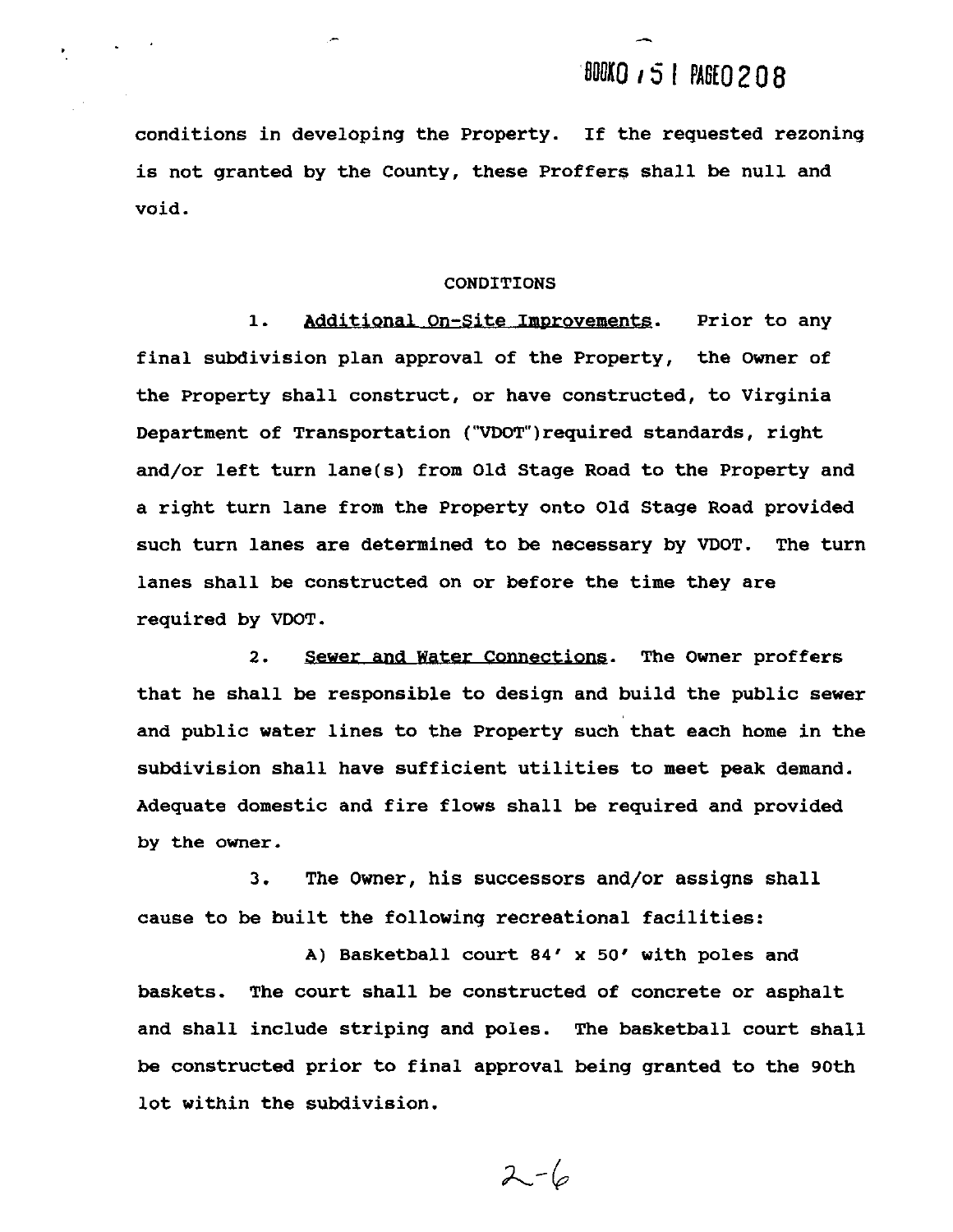conditions in developing the Property. If the requested rezoning is not granted by the County, these Proffers shall be null and void.

CONDITIONS

1. Additional On-Site Improvements. Prior to any final subdivision plan approval of the Property, the Owner of the Property shall construct, or have constructed, to Virginia Department of Transportation ("VDOT")required standards, right and/or left turn lane(s) from Old Stage Road to the Property and a right turn lane from the Property onto Old Stage Road provided such turn lanes are determined to be necessary by VDOT. The turn lanes shall be constructed on or before the time they are required by VDOT.

2. Sewer and Water Connections. The Owner proffers that he shall be responsible to design and build the public sewer and public water lines to the Property such that each home in the subdivision shall have sufficient utilities to meet peak demand. Adequate domestic and fire flows shall be required and provided by the owner.

3. The Owner, his successors and/or assigns shall cause to be built the following recreational facilities:

A) Basketball court 84' x 50' with poles and baskets. The court shall be constructed of concrete or asphalt and shall include striping and poles. The basketball court shall be constructed prior to final approval being granted to the 90th lot within the subdivision.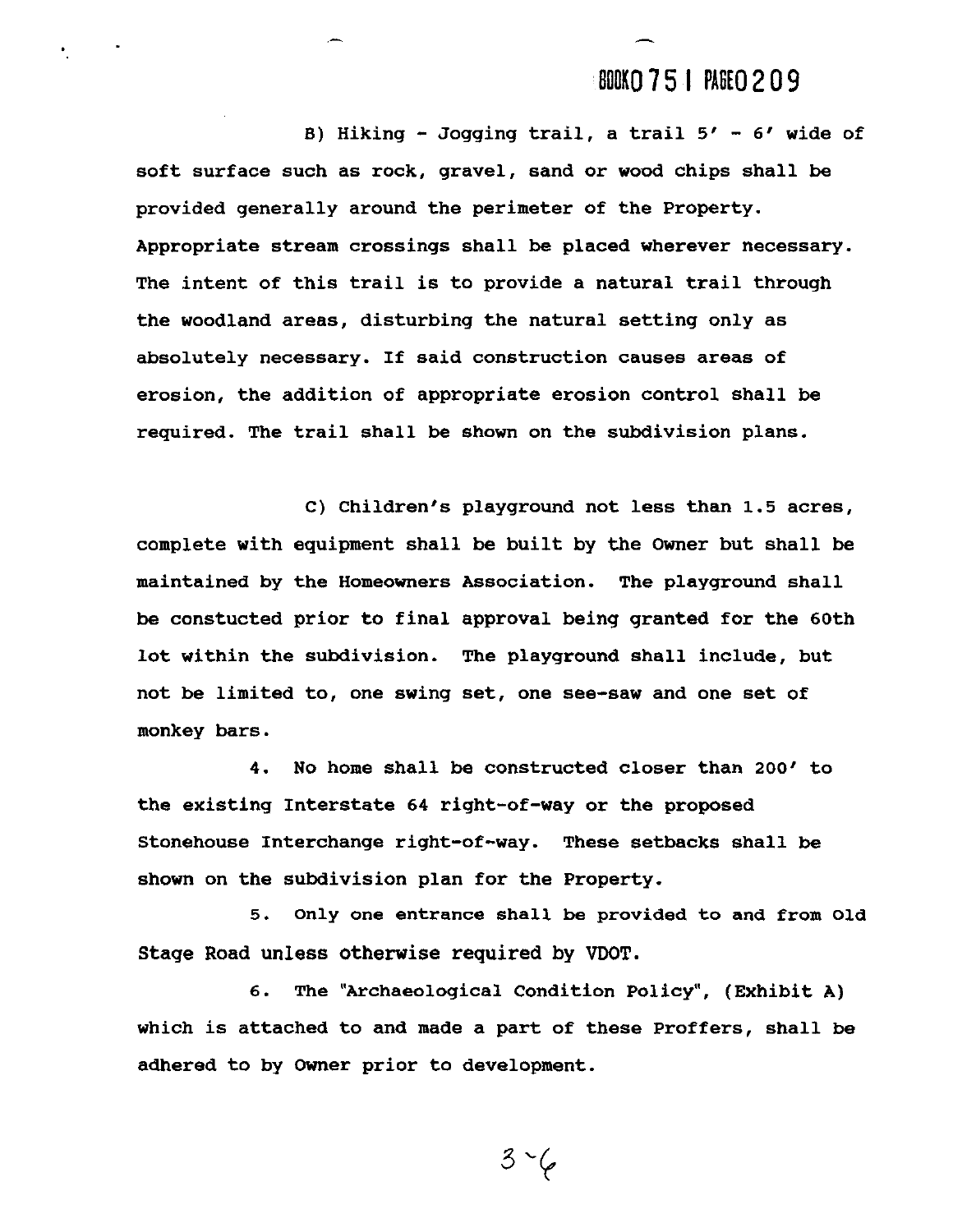B) Hiking - Jogging trail, a trail 5' - 6' wide of soft surface such as rock, gravel, sand or wood chips shall be provided generally around the perimeter of the Property. Appropriate stream crossings shall be placed wherever necessary. The intent of this trail is to provide a natural trail through the woodland areas, disturbing the natural setting only as absolutely necessary. If said construction causes areas of erosion, the addition of appropriate erosion control shall be required. The trail shall be shown on the subdivision plans.

C) Children's playground not less than 1.5 acres, complete with equipment shall be built by the Owner but shall be maintained by the Homeowners Association. The playground shall be constucted prior to final approval being granted for the 60th lot within the subdivision. The playground shall include, but not be limited to, one swing set, one see-saw and one set of monkey bars.

4. No home shall be constructed closer than 200' to the existing Interstate 64 right-of-way or the proposed Stonehouse Interchange right-of-way. These setbacks shall be shown on the subdivision plan for the Property.

5. Only one entrance shall be provided to and from Old Stage Road unless otherwise required by VDOT.

6. The "Archaeological Condition Policy", (Exhibit A) which is attached to and made a part of these Proffers, shall be adhered to by Owner prior to development.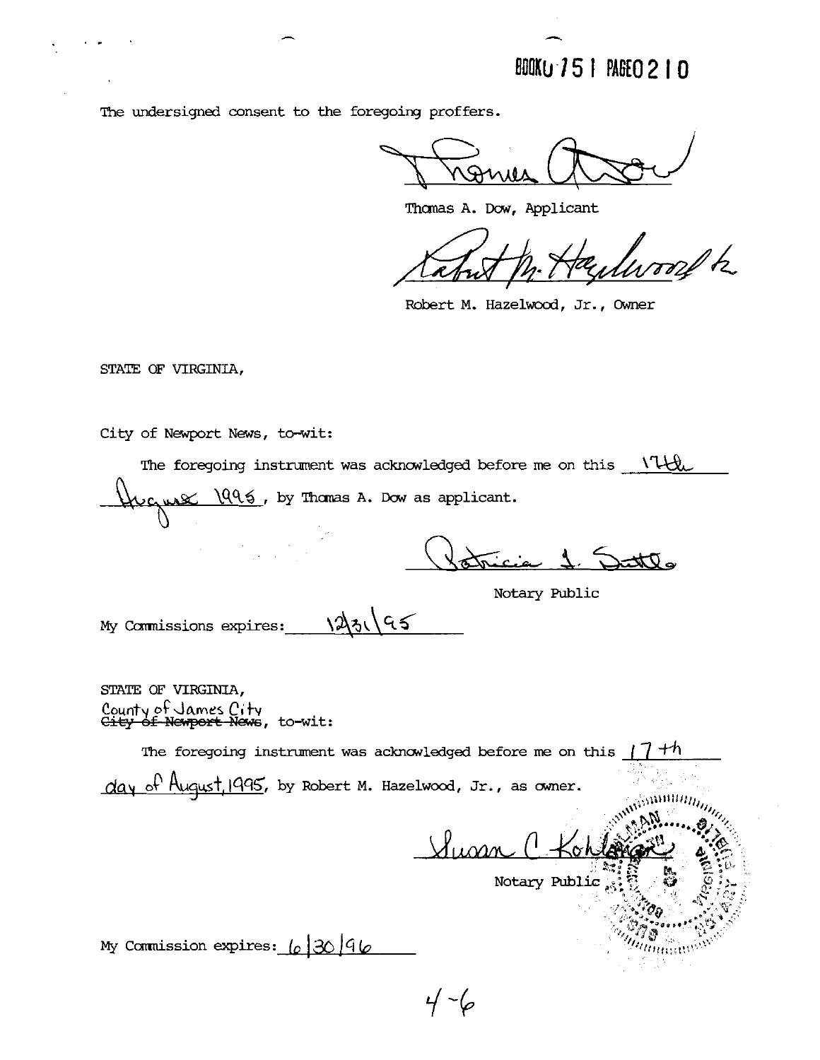BOOK0751 PAGE0210

The undersigned consent to the foregoing proffers.

Thomas A. Dow, Applicant

Robert M. Hazelwood, Jr., Owner

STATE OF VIRGINIA,

City of Newport News, to-wit:

The foregoing instrument was acknowledged before me on this 17th August 1995, by Thomas A. Dow as applicant.

Notary Public

My Commissions expires: 12/31/95

STATE OF VIRGINIA,
County of James City ~~City of Newport News~~, to-wit:

The foregoing instrument was acknowledged before me on this 17th day of August, 1995, by Robert M. Hazelwood, Jr., as owner.

Notary Public

My Commission expires: 6/30/96

4-6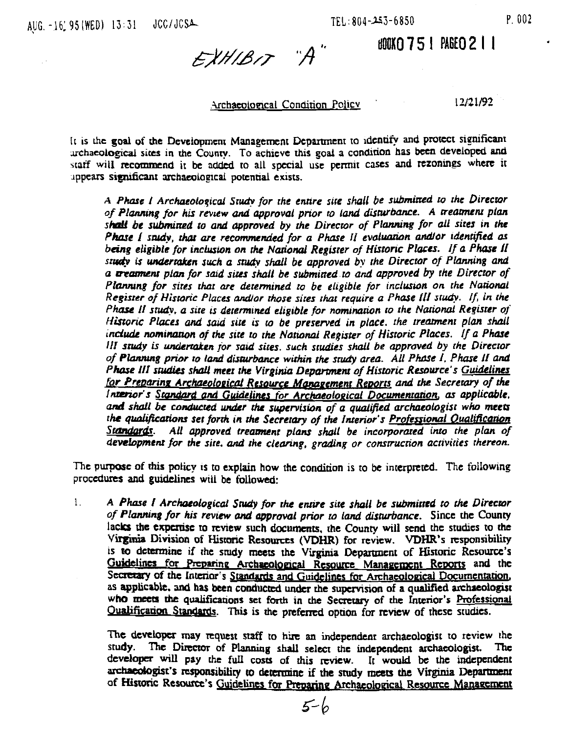EXHIBIT "A"

BOOK 0751 PAGE 0211

Archaeological Condition Policy 12/21/92

It is the goal of the Development Management Department to identify and protect significant archaeological sites in the County. To achieve this goal a condition has been developed and staff will recommend it be added to all special use permit cases and rezonings where it appears significant archaeological potential exists.

> *A Phase I Archaeological Study for the entire site shall be submitted to the Director of Planning for his review and approval prior to land disturbance. A treatment plan shall be submitted to and approved by the Director of Planning for all sites in the Phase I study, that are recommended for a Phase II evaluation and/or identified as being eligible for inclusion on the National Register of Historic Places. If a Phase II study is undertaken such a study shall be approved by the Director of Planning and a treatment plan for said sites shall be submitted to and approved by the Director of Planning for sites that are determined to be eligible for inclusion on the National Register of Historic Places and/or those sites that require a Phase III study. If, in the Phase II study, a site is determined eligible for nomination to the National Register of Historic Places and said site is to be preserved in place, the treatment plan shall include nomination of the site to the National Register of Historic Places. If a Phase III study is undertaken for said sites, such studies shall be approved by the Director of Planning prior to land disturbance within the study area. All Phase I, Phase II and Phase III studies shall meet the Virginia Department of Historic Resource's Guidelines for Preparing Archaeological Resource Management Reports and the Secretary of the Interior's Standard and Guidelines for Archaeological Documentation, as applicable, and shall be conducted under the supervision of a qualified archaeologist who meets the qualifications set forth in the Secretary of the Interior's Professional Qualification Standards. All approved treatment plans shall be incorporated into the plan of development for the site, and the clearing, grading or construction activities thereon.*

The purpose of this policy is to explain how the condition is to be interpreted. The following procedures and guidelines will be followed:

1. *A Phase I Archaeological Study for the entire site shall be submitted to the Director of Planning for his review and approval prior to land disturbance.* Since the County lacks the expertise to review such documents, the County will send the studies to the Virginia Division of Historic Resources (VDHR) for review. VDHR's responsibility is to determine if the study meets the Virginia Department of Historic Resource's Guidelines for Preparing Archaeological Resource Management Reports and the Secretary of the Interior's Standards and Guidelines for Archaeological Documentation, as applicable, and has been conducted under the supervision of a qualified archaeologist who meets the qualifications set forth in the Secretary of the Interior's Professional Qualification Standards. This is the preferred option for review of these studies.

   The developer may request staff to hire an independent archaeologist to review the study. The Director of Planning shall select the independent archaeologist. The developer will pay the full costs of this review. It would be the independent archaeologist's responsibility to determine if the study meets the Virginia Department of Historic Resource's Guidelines for Preparing Archaeological Resource Management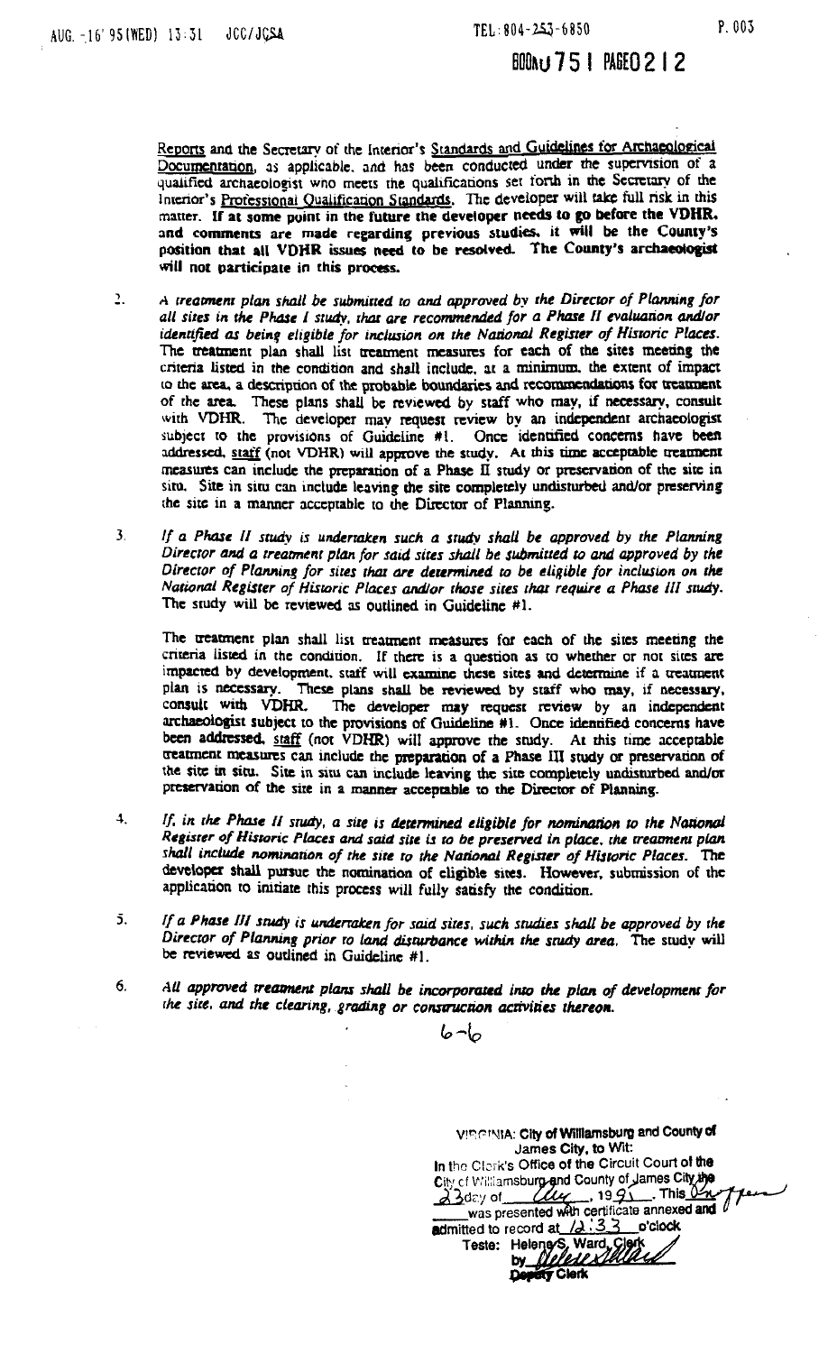BOOK 751 PAGE 0212

Reports and the Secretary of the Interior's Standards and Guidelines for Archaeological Documentation, as applicable, and has been conducted under the supervision of a qualified archaeologist who meets the qualifications set forth in the Secretary of the Interior's Professional Qualification Standards. The developer will take full risk in this matter. **If at some point in the future the developer needs to go before the VDHR, and comments are made regarding previous studies, it will be the County's position that all VDHR issues need to be resolved. The County's archaeologist will not participate in this process.**

2. *A treatment plan shall be submitted to and approved by the Director of Planning for all sites in the Phase I study, that are recommended for a Phase II evaluation and/or identified as being eligible for inclusion on the National Register of Historic Places.* The treatment plan shall list treatment measures for each of the sites meeting the criteria listed in the condition and shall include, at a minimum, the extent of impact to the area, a description of the probable boundaries and recommendations for treatment of the area. These plans shall be reviewed by staff who may, if necessary, consult with VDHR. The developer may request review by an independent archaeologist subject to the provisions of Guideline #1. Once identified concerns have been addressed, staff (not VDHR) will approve the study. At this time acceptable treatment measures can include the preparation of a Phase II study or preservation of the site in situ. Site in situ can include leaving the site completely undisturbed and/or preserving the site in a manner acceptable to the Director of Planning.

3. *If a Phase II study is undertaken such a study shall be approved by the Planning Director and a treatment plan for said sites shall be submitted to and approved by the Director of Planning for sites that are determined to be eligible for inclusion on the National Register of Historic Places and/or those sites that require a Phase III study.* The study will be reviewed as outlined in Guideline #1.

   The treatment plan shall list treatment measures for each of the sites meeting the criteria listed in the condition. If there is a question as to whether or not sites are impacted by development, staff will examine these sites and determine if a treatment plan is necessary. These plans shall be reviewed by staff who may, if necessary, consult with VDHR. The developer may request review by an independent archaeologist subject to the provisions of Guideline #1. Once identified concerns have been addressed, staff (not VDHR) will approve the study. At this time acceptable treatment measures can include the preparation of a Phase III study or preservation of the site in situ. Site in situ can include leaving the site completely undisturbed and/or preservation of the site in a manner acceptable to the Director of Planning.

4. *If, in the Phase II study, a site is determined eligible for nomination to the National Register of Historic Places and said site is to be preserved in place, the treatment plan shall include nomination of the site to the National Register of Historic Places.* The developer shall pursue the nomination of eligible sites. However, submission of the application to initiate this process will fully satisfy the condition.

5. *If a Phase III study is undertaken for said sites, such studies shall be approved by the Director of Planning prior to land disturbance within the study area.* The study will be reviewed as outlined in Guideline #1.

6. *All approved treatment plans shall be incorporated into the plan of development for the site, and the clearing, grading or construction activities thereon.*

6-6

VIRGINIA: City of Williamsburg and County of James City, to Wit:
In the Clerk's Office of the Circuit Court of the City of Williamsburg and County of James City the 23 day of Aug, 1995. This Ordinance was presented with certificate annexed and admitted to record at 12:33 o'clock
Teste: Helene S. Ward, Clerk
by [signature]
Deputy Clerk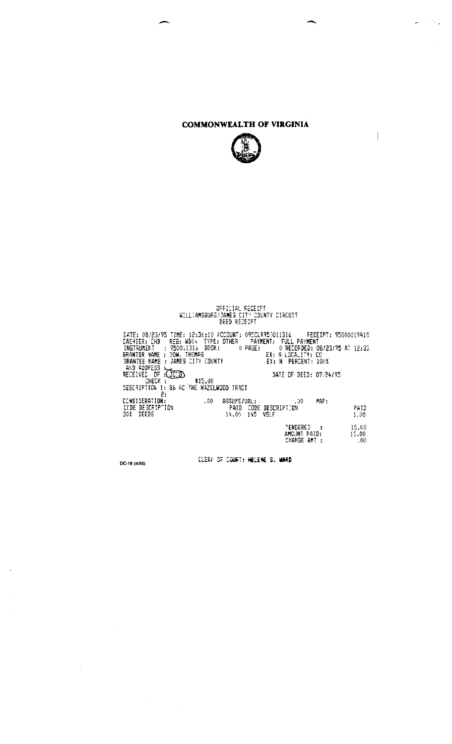# COMMONWEALTH OF VIRGINIA

OFFICIAL RECEIPT
WILLIAMSBURG/JAMES CITY COUNTY CIRCUIT
DEED RECEIPT

DATE: 08/23/95 TIME: 12:36:10 ACCOUNT: 095CLR950011316 RECEIPT: 95000019410
CASHIER: CHB REG: WB04 TYPE: OTHER PAYMENT: FULL PAYMENT
INSTRUMENT : 950011316 BOOK: 0 PAGE: 0 RECORDED: 08/23/95 AT 12:33
GRANTOR NAME : DOW, THOMAS EX: N LOCALITY: CO
GRANTEE NAME : JAMES CITY COUNTY EX: N PERCENT: 100%
AND ADDRESS :
RECEIVED OF : JCSD DATE OF DEED: 07/24/95
CHECK : $15.00
DESCRIPTION 1: 86 AC THE HAZELWOOD TRACT
2:
CONSIDERATION: .00 ASSUME/VAL: .00 MAP:

| CODE | DESCRIPTION | PAID | CODE | DESCRIPTION | PAID |
|---|---|---|---|---|---|
| 301 | DEEDS | 14.00 | 145 | VSLF | 1.00 |

TENDERED : 15.00
AMOUNT PAID: 15.00
CHANGE AMT : .00

DC-18 (4/95)

CLERK OF COURT: HELENE S. WARD